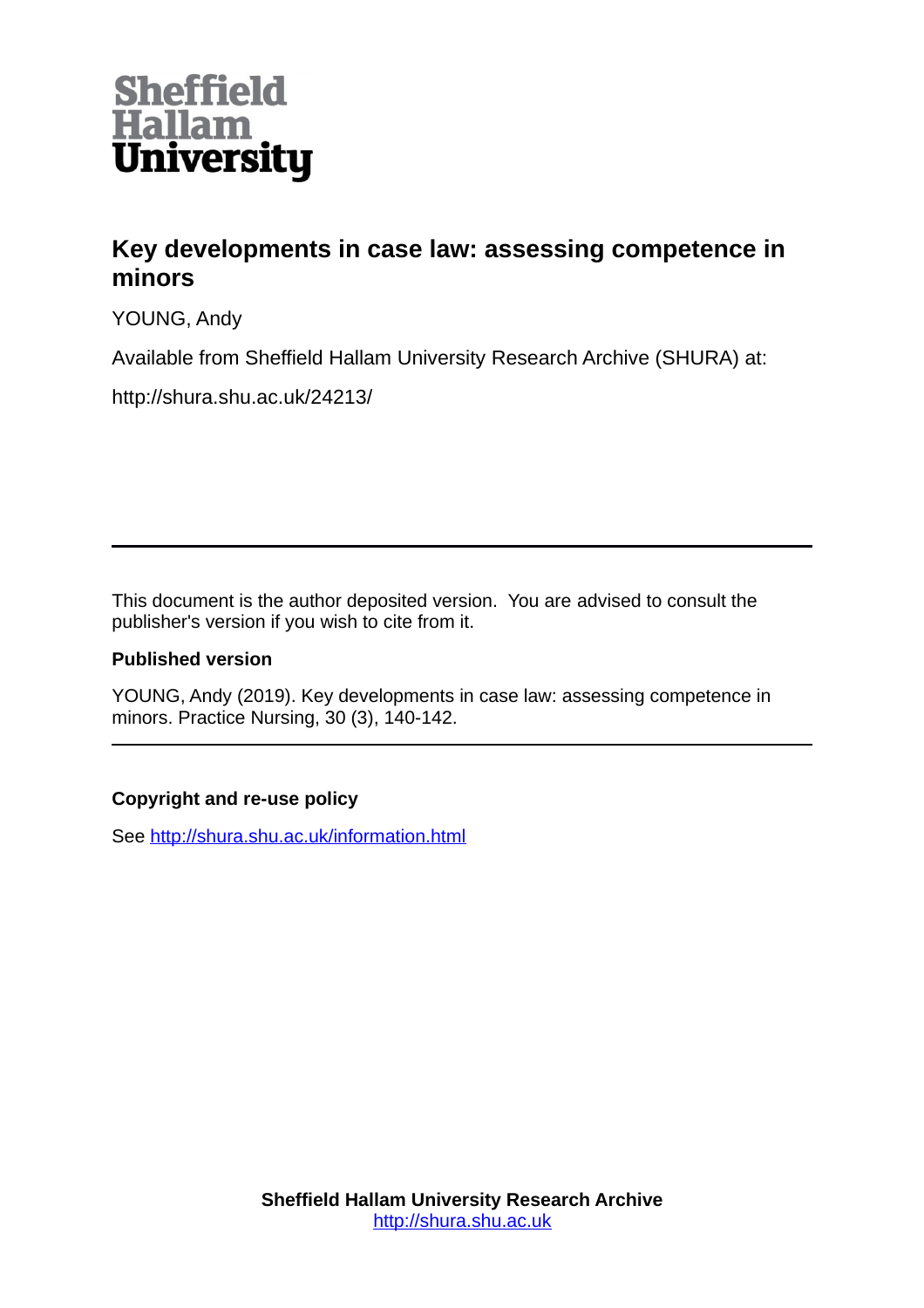Sheffield Hallam University

# Key developments in case law: assessing competence in minors

YOUNG, Andy

Available from Sheffield Hallam University Research Archive (SHURA) at:

http://shura.shu.ac.uk/24213/

---

This document is the author deposited version. You are advised to consult the publisher's version if you wish to cite from it.

### Published version

YOUNG, Andy (2019). Key developments in case law: assessing competence in minors. Practice Nursing, 30 (3), 140-142.

---

### Copyright and re-use policy

See [http://shura.shu.ac.uk/information.html](http://shura.shu.ac.uk/information.html)

**Sheffield Hallam University Research Archive**
[http://shura.shu.ac.uk](http://shura.shu.ac.uk)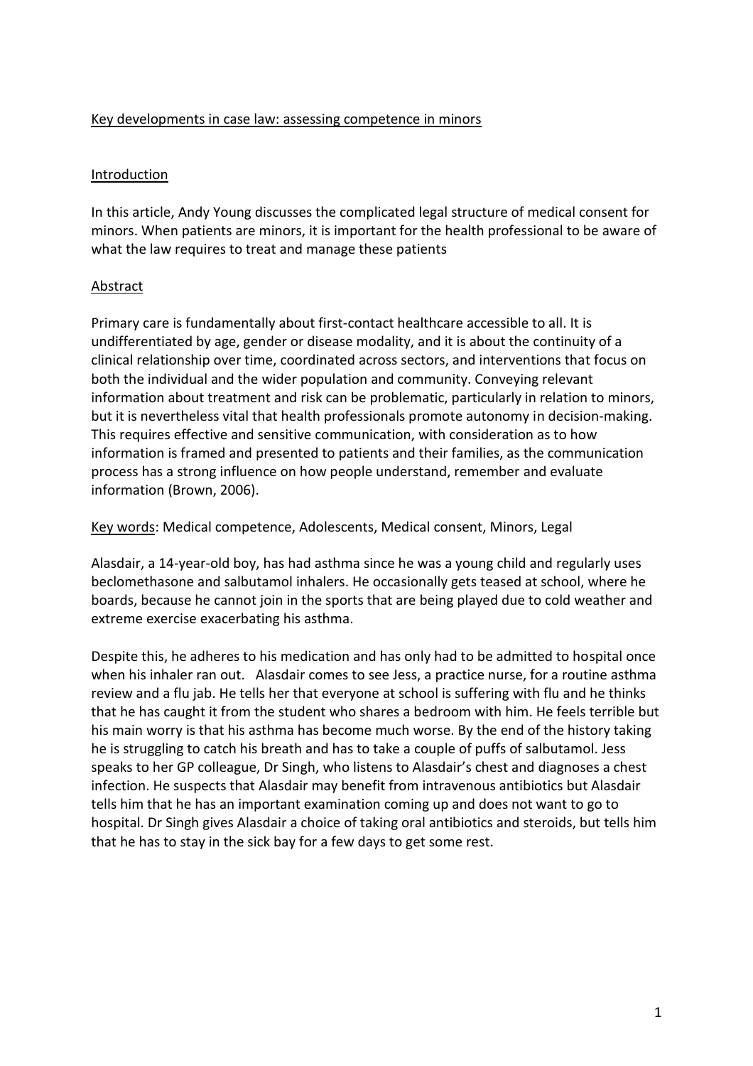Key developments in case law: assessing competence in minors

Introduction

In this article, Andy Young discusses the complicated legal structure of medical consent for minors. When patients are minors, it is important for the health professional to be aware of what the law requires to treat and manage these patients

Abstract

Primary care is fundamentally about first-contact healthcare accessible to all. It is undifferentiated by age, gender or disease modality, and it is about the continuity of a clinical relationship over time, coordinated across sectors, and interventions that focus on both the individual and the wider population and community. Conveying relevant information about treatment and risk can be problematic, particularly in relation to minors, but it is nevertheless vital that health professionals promote autonomy in decision-making. This requires effective and sensitive communication, with consideration as to how information is framed and presented to patients and their families, as the communication process has a strong influence on how people understand, remember and evaluate information (Brown, 2006).

Key words: Medical competence, Adolescents, Medical consent, Minors, Legal

Alasdair, a 14-year-old boy, has had asthma since he was a young child and regularly uses beclomethasone and salbutamol inhalers. He occasionally gets teased at school, where he boards, because he cannot join in the sports that are being played due to cold weather and extreme exercise exacerbating his asthma.

Despite this, he adheres to his medication and has only had to be admitted to hospital once when his inhaler ran out. Alasdair comes to see Jess, a practice nurse, for a routine asthma review and a flu jab. He tells her that everyone at school is suffering with flu and he thinks that he has caught it from the student who shares a bedroom with him. He feels terrible but his main worry is that his asthma has become much worse. By the end of the history taking he is struggling to catch his breath and has to take a couple of puffs of salbutamol. Jess speaks to her GP colleague, Dr Singh, who listens to Alasdair's chest and diagnoses a chest infection. He suspects that Alasdair may benefit from intravenous antibiotics but Alasdair tells him that he has an important examination coming up and does not want to go to hospital. Dr Singh gives Alasdair a choice of taking oral antibiotics and steroids, but tells him that he has to stay in the sick bay for a few days to get some rest.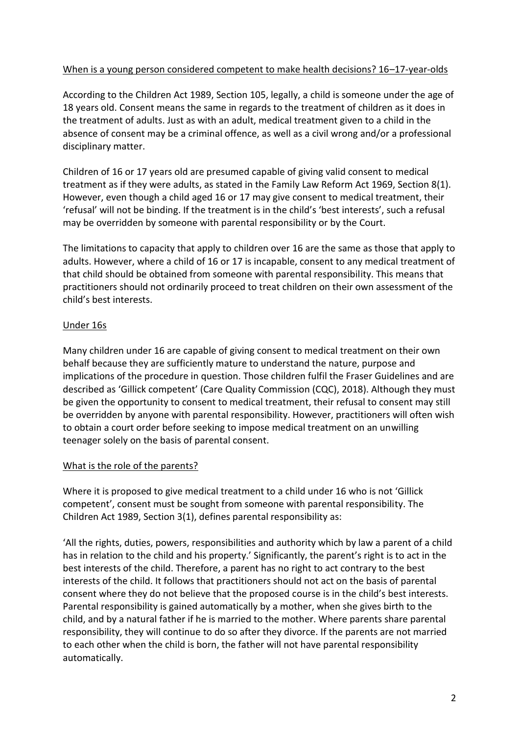## When is a young person considered competent to make health decisions? 16–17-year-olds

According to the Children Act 1989, Section 105, legally, a child is someone under the age of 18 years old. Consent means the same in regards to the treatment of children as it does in the treatment of adults. Just as with an adult, medical treatment given to a child in the absence of consent may be a criminal offence, as well as a civil wrong and/or a professional disciplinary matter.

Children of 16 or 17 years old are presumed capable of giving valid consent to medical treatment as if they were adults, as stated in the Family Law Reform Act 1969, Section 8(1). However, even though a child aged 16 or 17 may give consent to medical treatment, their 'refusal' will not be binding. If the treatment is in the child's 'best interests', such a refusal may be overridden by someone with parental responsibility or by the Court.

The limitations to capacity that apply to children over 16 are the same as those that apply to adults. However, where a child of 16 or 17 is incapable, consent to any medical treatment of that child should be obtained from someone with parental responsibility. This means that practitioners should not ordinarily proceed to treat children on their own assessment of the child's best interests.

## Under 16s

Many children under 16 are capable of giving consent to medical treatment on their own behalf because they are sufficiently mature to understand the nature, purpose and implications of the procedure in question. Those children fulfil the Fraser Guidelines and are described as 'Gillick competent' (Care Quality Commission (CQC), 2018). Although they must be given the opportunity to consent to medical treatment, their refusal to consent may still be overridden by anyone with parental responsibility. However, practitioners will often wish to obtain a court order before seeking to impose medical treatment on an unwilling teenager solely on the basis of parental consent.

## What is the role of the parents?

Where it is proposed to give medical treatment to a child under 16 who is not 'Gillick competent', consent must be sought from someone with parental responsibility. The Children Act 1989, Section 3(1), defines parental responsibility as:

'All the rights, duties, powers, responsibilities and authority which by law a parent of a child has in relation to the child and his property.' Significantly, the parent's right is to act in the best interests of the child. Therefore, a parent has no right to act contrary to the best interests of the child. It follows that practitioners should not act on the basis of parental consent where they do not believe that the proposed course is in the child's best interests. Parental responsibility is gained automatically by a mother, when she gives birth to the child, and by a natural father if he is married to the mother. Where parents share parental responsibility, they will continue to do so after they divorce. If the parents are not married to each other when the child is born, the father will not have parental responsibility automatically.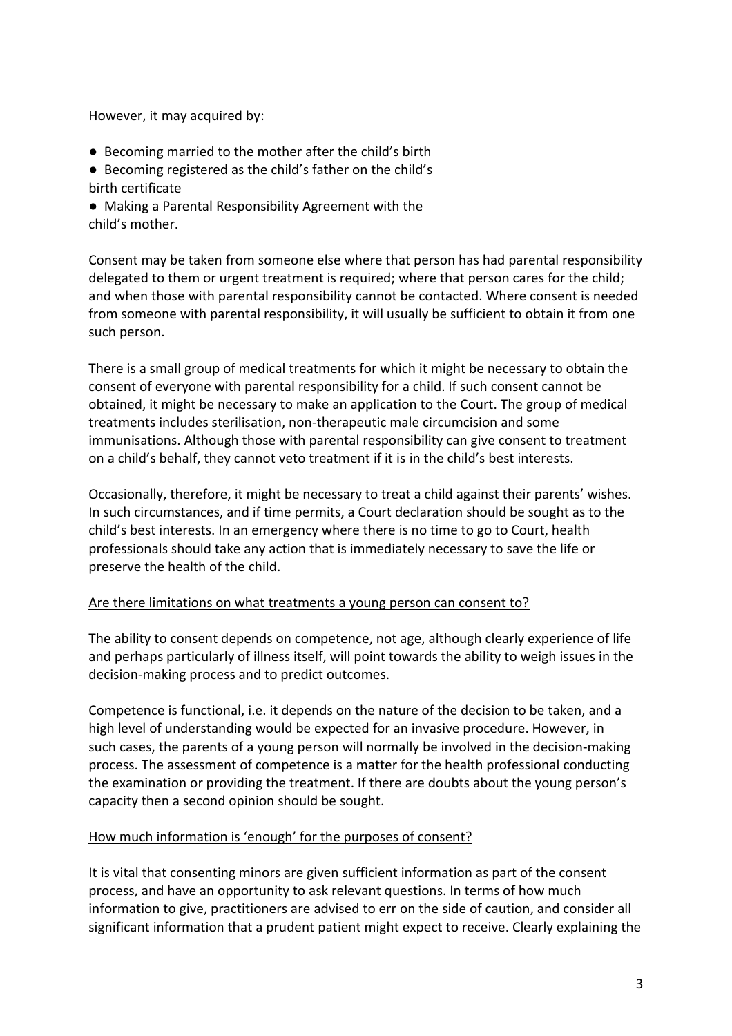However, it may acquired by:

- Becoming married to the mother after the child's birth
- Becoming registered as the child's father on the child's birth certificate
- Making a Parental Responsibility Agreement with the child's mother.

Consent may be taken from someone else where that person has had parental responsibility delegated to them or urgent treatment is required; where that person cares for the child; and when those with parental responsibility cannot be contacted. Where consent is needed from someone with parental responsibility, it will usually be sufficient to obtain it from one such person.

There is a small group of medical treatments for which it might be necessary to obtain the consent of everyone with parental responsibility for a child. If such consent cannot be obtained, it might be necessary to make an application to the Court. The group of medical treatments includes sterilisation, non-therapeutic male circumcision and some immunisations. Although those with parental responsibility can give consent to treatment on a child's behalf, they cannot veto treatment if it is in the child's best interests.

Occasionally, therefore, it might be necessary to treat a child against their parents' wishes. In such circumstances, and if time permits, a Court declaration should be sought as to the child's best interests. In an emergency where there is no time to go to Court, health professionals should take any action that is immediately necessary to save the life or preserve the health of the child.

<u>Are there limitations on what treatments a young person can consent to?</u>

The ability to consent depends on competence, not age, although clearly experience of life and perhaps particularly of illness itself, will point towards the ability to weigh issues in the decision-making process and to predict outcomes.

Competence is functional, i.e. it depends on the nature of the decision to be taken, and a high level of understanding would be expected for an invasive procedure. However, in such cases, the parents of a young person will normally be involved in the decision-making process. The assessment of competence is a matter for the health professional conducting the examination or providing the treatment. If there are doubts about the young person's capacity then a second opinion should be sought.

<u>How much information is 'enough' for the purposes of consent?</u>

It is vital that consenting minors are given sufficient information as part of the consent process, and have an opportunity to ask relevant questions. In terms of how much information to give, practitioners are advised to err on the side of caution, and consider all significant information that a prudent patient might expect to receive. Clearly explaining the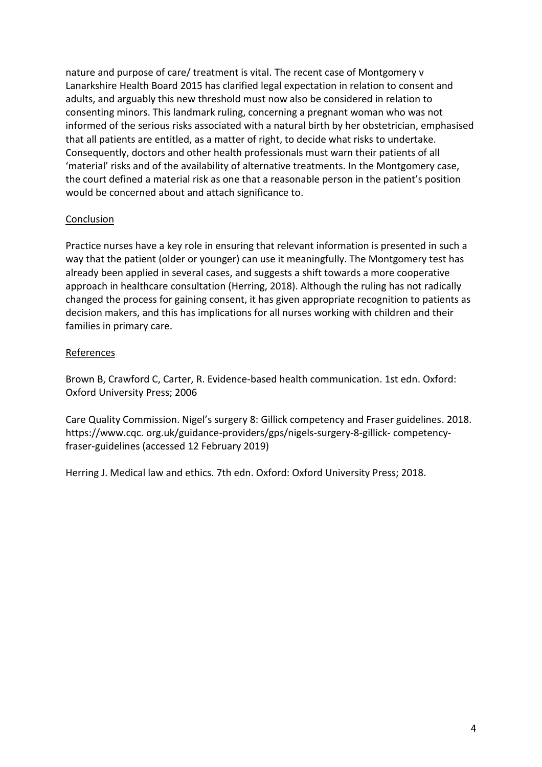nature and purpose of care/ treatment is vital. The recent case of Montgomery v Lanarkshire Health Board 2015 has clarified legal expectation in relation to consent and adults, and arguably this new threshold must now also be considered in relation to consenting minors. This landmark ruling, concerning a pregnant woman who was not informed of the serious risks associated with a natural birth by her obstetrician, emphasised that all patients are entitled, as a matter of right, to decide what risks to undertake. Consequently, doctors and other health professionals must warn their patients of all 'material' risks and of the availability of alternative treatments. In the Montgomery case, the court defined a material risk as one that a reasonable person in the patient's position would be concerned about and attach significance to.

## Conclusion

Practice nurses have a key role in ensuring that relevant information is presented in such a way that the patient (older or younger) can use it meaningfully. The Montgomery test has already been applied in several cases, and suggests a shift towards a more cooperative approach in healthcare consultation (Herring, 2018). Although the ruling has not radically changed the process for gaining consent, it has given appropriate recognition to patients as decision makers, and this has implications for all nurses working with children and their families in primary care.

## References

Brown B, Crawford C, Carter, R. Evidence-based health communication. 1st edn. Oxford: Oxford University Press; 2006

Care Quality Commission. Nigel's surgery 8: Gillick competency and Fraser guidelines. 2018. https://www.cqc. org.uk/guidance-providers/gps/nigels-surgery-8-gillick- competency-fraser-guidelines (accessed 12 February 2019)

Herring J. Medical law and ethics. 7th edn. Oxford: Oxford University Press; 2018.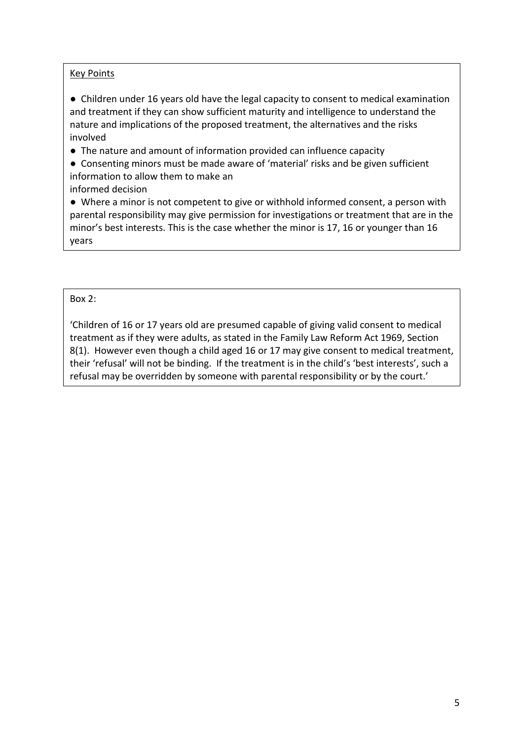Key Points

- Children under 16 years old have the legal capacity to consent to medical examination and treatment if they can show sufficient maturity and intelligence to understand the nature and implications of the proposed treatment, the alternatives and the risks involved
- The nature and amount of information provided can influence capacity
- Consenting minors must be made aware of 'material' risks and be given sufficient information to allow them to make an informed decision
- Where a minor is not competent to give or withhold informed consent, a person with parental responsibility may give permission for investigations or treatment that are in the minor's best interests. This is the case whether the minor is 17, 16 or younger than 16 years

Box 2:

'Children of 16 or 17 years old are presumed capable of giving valid consent to medical treatment as if they were adults, as stated in the Family Law Reform Act 1969, Section 8(1). However even though a child aged 16 or 17 may give consent to medical treatment, their 'refusal' will not be binding. If the treatment is in the child's 'best interests', such a refusal may be overridden by someone with parental responsibility or by the court.'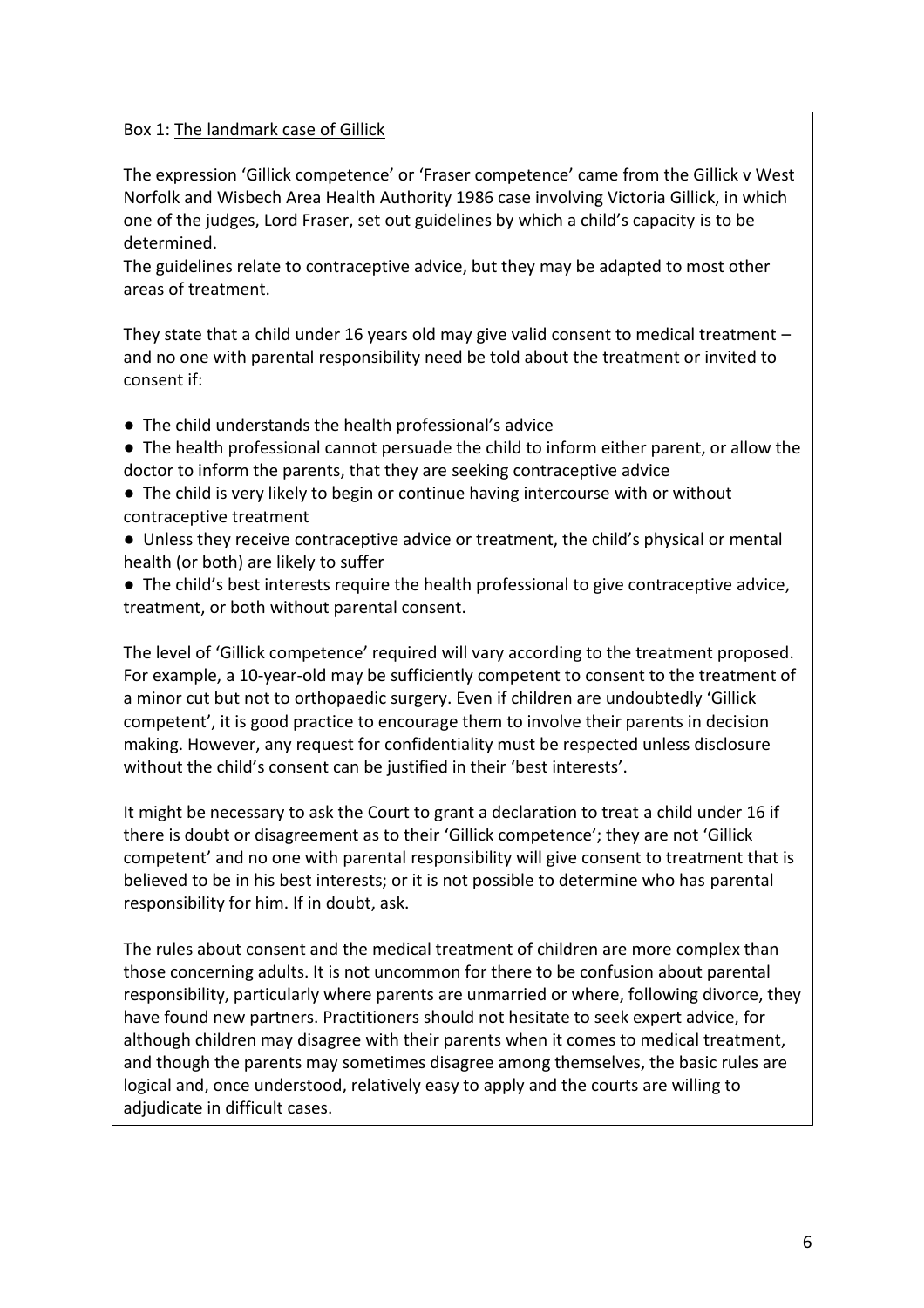Box 1: <u>The landmark case of Gillick</u>

The expression 'Gillick competence' or 'Fraser competence' came from the Gillick v West Norfolk and Wisbech Area Health Authority 1986 case involving Victoria Gillick, in which one of the judges, Lord Fraser, set out guidelines by which a child's capacity is to be determined.
The guidelines relate to contraceptive advice, but they may be adapted to most other areas of treatment.

They state that a child under 16 years old may give valid consent to medical treatment – and no one with parental responsibility need be told about the treatment or invited to consent if:

- The child understands the health professional's advice
- The health professional cannot persuade the child to inform either parent, or allow the doctor to inform the parents, that they are seeking contraceptive advice
- The child is very likely to begin or continue having intercourse with or without contraceptive treatment
- Unless they receive contraceptive advice or treatment, the child's physical or mental health (or both) are likely to suffer
- The child's best interests require the health professional to give contraceptive advice, treatment, or both without parental consent.

The level of 'Gillick competence' required will vary according to the treatment proposed. For example, a 10-year-old may be sufficiently competent to consent to the treatment of a minor cut but not to orthopaedic surgery. Even if children are undoubtedly 'Gillick competent', it is good practice to encourage them to involve their parents in decision making. However, any request for confidentiality must be respected unless disclosure without the child's consent can be justified in their 'best interests'.

It might be necessary to ask the Court to grant a declaration to treat a child under 16 if there is doubt or disagreement as to their 'Gillick competence'; they are not 'Gillick competent' and no one with parental responsibility will give consent to treatment that is believed to be in his best interests; or it is not possible to determine who has parental responsibility for him. If in doubt, ask.

The rules about consent and the medical treatment of children are more complex than those concerning adults. It is not uncommon for there to be confusion about parental responsibility, particularly where parents are unmarried or where, following divorce, they have found new partners. Practitioners should not hesitate to seek expert advice, for although children may disagree with their parents when it comes to medical treatment, and though the parents may sometimes disagree among themselves, the basic rules are logical and, once understood, relatively easy to apply and the courts are willing to adjudicate in difficult cases.